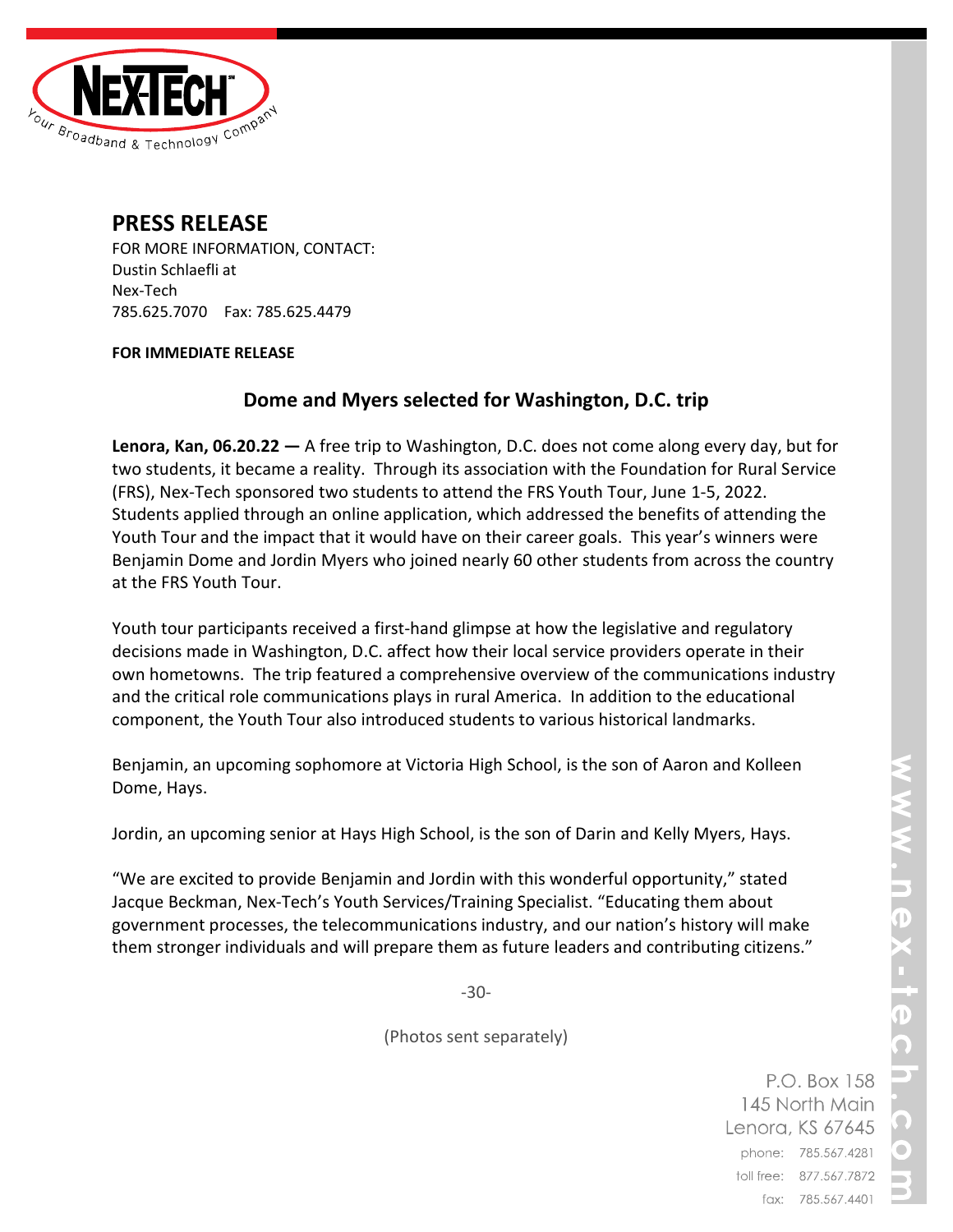NEX-TECH

Your Broadband & Technology Company

## PRESS RELEASE

FOR MORE INFORMATION, CONTACT:
Dustin Schlaefli at
Nex-Tech
785.625.7070 Fax: 785.625.4479

**FOR IMMEDIATE RELEASE**

## Dome and Myers selected for Washington, D.C. trip

**Lenora, Kan, 06.20.22 —** A free trip to Washington, D.C. does not come along every day, but for two students, it became a reality. Through its association with the Foundation for Rural Service (FRS), Nex-Tech sponsored two students to attend the FRS Youth Tour, June 1-5, 2022. Students applied through an online application, which addressed the benefits of attending the Youth Tour and the impact that it would have on their career goals. This year's winners were Benjamin Dome and Jordin Myers who joined nearly 60 other students from across the country at the FRS Youth Tour.

Youth tour participants received a first-hand glimpse at how the legislative and regulatory decisions made in Washington, D.C. affect how their local service providers operate in their own hometowns. The trip featured a comprehensive overview of the communications industry and the critical role communications plays in rural America. In addition to the educational component, the Youth Tour also introduced students to various historical landmarks.

Benjamin, an upcoming sophomore at Victoria High School, is the son of Aaron and Kolleen Dome, Hays.

Jordin, an upcoming senior at Hays High School, is the son of Darin and Kelly Myers, Hays.

"We are excited to provide Benjamin and Jordin with this wonderful opportunity," stated Jacque Beckman, Nex-Tech's Youth Services/Training Specialist. "Educating them about government processes, the telecommunications industry, and our nation's history will make them stronger individuals and will prepare them as future leaders and contributing citizens."

-30-

(Photos sent separately)

P.O. Box 158
145 North Main
Lenora, KS 67645
phone: 785.567.4281
toll free: 877.567.7872
fax: 785.567.4401

www.nex-tech.com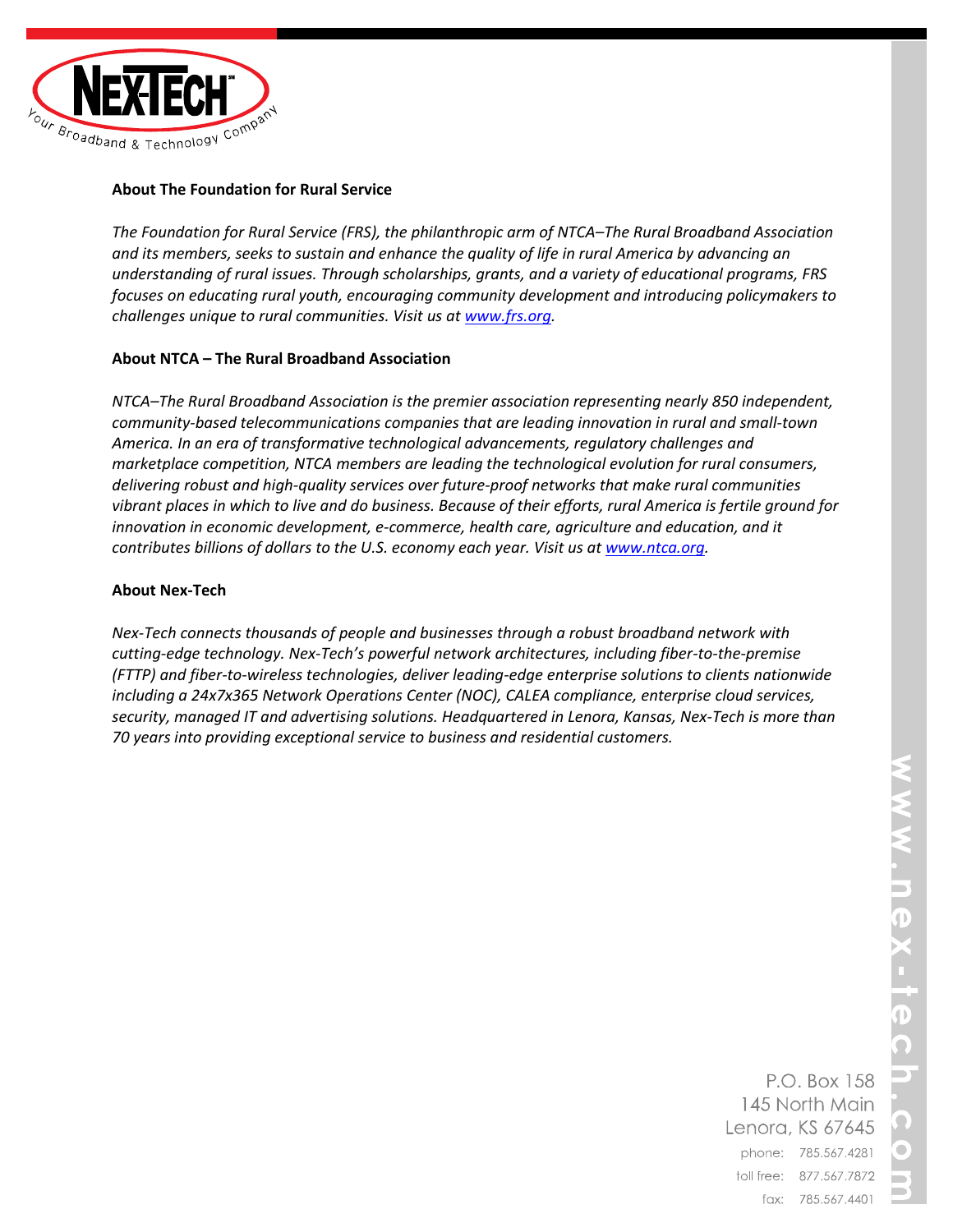**About The Foundation for Rural Service**

*The Foundation for Rural Service (FRS), the philanthropic arm of NTCA–The Rural Broadband Association and its members, seeks to sustain and enhance the quality of life in rural America by advancing an understanding of rural issues. Through scholarships, grants, and a variety of educational programs, FRS focuses on educating rural youth, encouraging community development and introducing policymakers to challenges unique to rural communities. Visit us at [www.frs.org](http://www.frs.org).*

**About NTCA – The Rural Broadband Association**

*NTCA–The Rural Broadband Association is the premier association representing nearly 850 independent, community-based telecommunications companies that are leading innovation in rural and small-town America. In an era of transformative technological advancements, regulatory challenges and marketplace competition, NTCA members are leading the technological evolution for rural consumers, delivering robust and high-quality services over future-proof networks that make rural communities vibrant places in which to live and do business. Because of their efforts, rural America is fertile ground for innovation in economic development, e-commerce, health care, agriculture and education, and it contributes billions of dollars to the U.S. economy each year. Visit us at [www.ntca.org](http://www.ntca.org).*

**About Nex-Tech**

*Nex-Tech connects thousands of people and businesses through a robust broadband network with cutting-edge technology. Nex-Tech's powerful network architectures, including fiber-to-the-premise (FTTP) and fiber-to-wireless technologies, deliver leading-edge enterprise solutions to clients nationwide including a 24x7x365 Network Operations Center (NOC), CALEA compliance, enterprise cloud services, security, managed IT and advertising solutions. Headquartered in Lenora, Kansas, Nex-Tech is more than 70 years into providing exceptional service to business and residential customers.*